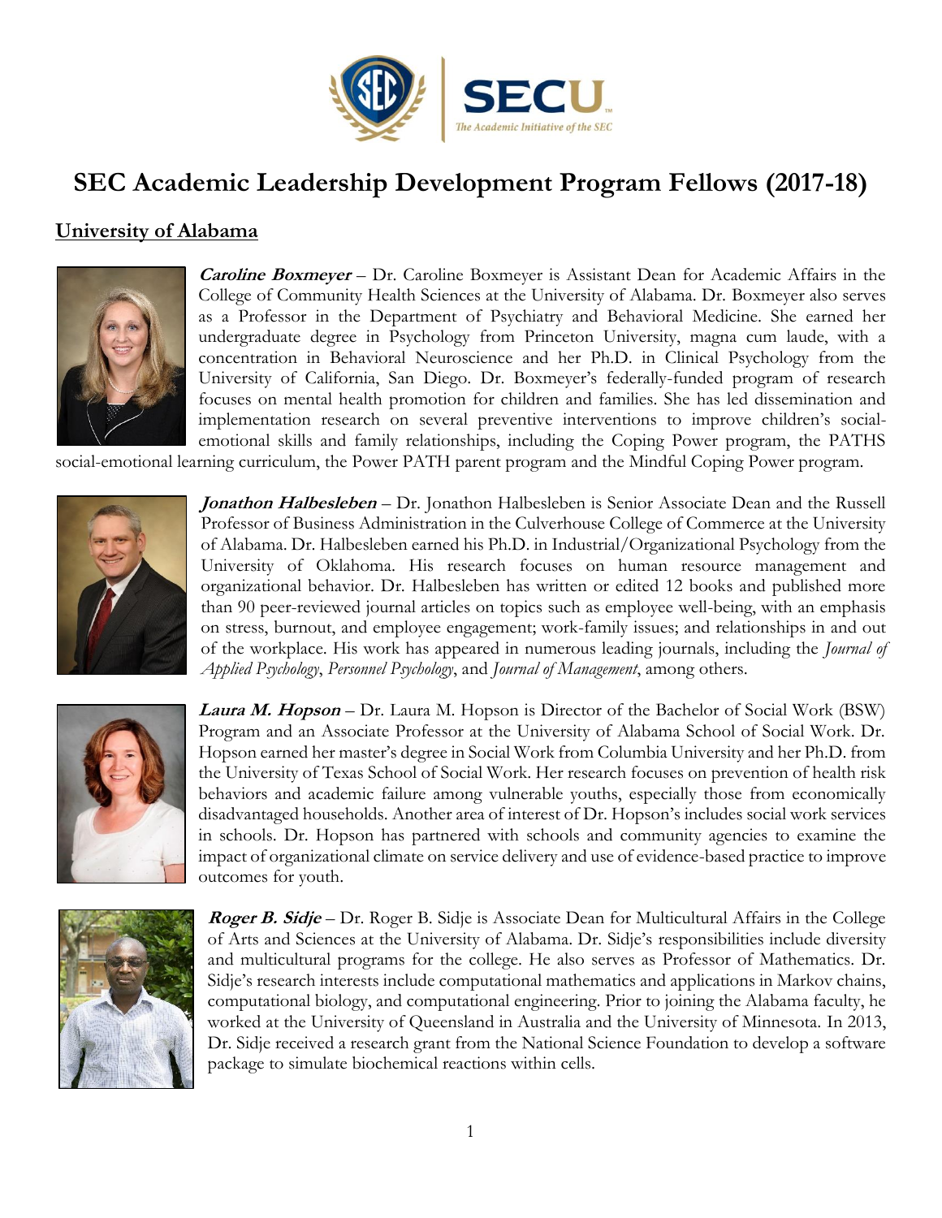# SEC Academic Leadership Development Program Fellows (2017-18)

## University of Alabama

***Caroline Boxmeyer*** – Dr. Caroline Boxmeyer is Assistant Dean for Academic Affairs in the College of Community Health Sciences at the University of Alabama. Dr. Boxmeyer also serves as a Professor in the Department of Psychiatry and Behavioral Medicine. She earned her undergraduate degree in Psychology from Princeton University, magna cum laude, with a concentration in Behavioral Neuroscience and her Ph.D. in Clinical Psychology from the University of California, San Diego. Dr. Boxmeyer's federally-funded program of research focuses on mental health promotion for children and families. She has led dissemination and implementation research on several preventive interventions to improve children's social-emotional skills and family relationships, including the Coping Power program, the PATHS social-emotional learning curriculum, the Power PATH parent program and the Mindful Coping Power program.

***Jonathon Halbesleben*** – Dr. Jonathon Halbesleben is Senior Associate Dean and the Russell Professor of Business Administration in the Culverhouse College of Commerce at the University of Alabama. Dr. Halbesleben earned his Ph.D. in Industrial/Organizational Psychology from the University of Oklahoma. His research focuses on human resource management and organizational behavior. Dr. Halbesleben has written or edited 12 books and published more than 90 peer-reviewed journal articles on topics such as employee well-being, with an emphasis on stress, burnout, and employee engagement; work-family issues; and relationships in and out of the workplace. His work has appeared in numerous leading journals, including the *Journal of Applied Psychology*, *Personnel Psychology*, and *Journal of Management*, among others.

***Laura M. Hopson*** – Dr. Laura M. Hopson is Director of the Bachelor of Social Work (BSW) Program and an Associate Professor at the University of Alabama School of Social Work. Dr. Hopson earned her master's degree in Social Work from Columbia University and her Ph.D. from the University of Texas School of Social Work. Her research focuses on prevention of health risk behaviors and academic failure among vulnerable youths, especially those from economically disadvantaged households. Another area of interest of Dr. Hopson's includes social work services in schools. Dr. Hopson has partnered with schools and community agencies to examine the impact of organizational climate on service delivery and use of evidence-based practice to improve outcomes for youth.

***Roger B. Sidje*** – Dr. Roger B. Sidje is Associate Dean for Multicultural Affairs in the College of Arts and Sciences at the University of Alabama. Dr. Sidje's responsibilities include diversity and multicultural programs for the college. He also serves as Professor of Mathematics. Dr. Sidje's research interests include computational mathematics and applications in Markov chains, computational biology, and computational engineering. Prior to joining the Alabama faculty, he worked at the University of Queensland in Australia and the University of Minnesota. In 2013, Dr. Sidje received a research grant from the National Science Foundation to develop a software package to simulate biochemical reactions within cells.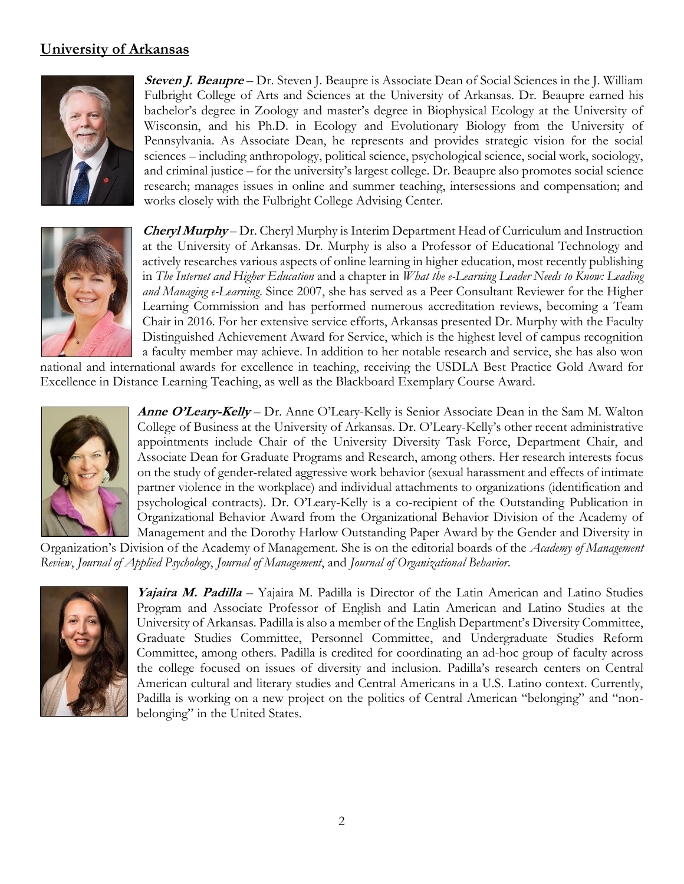## University of Arkansas

***Steven J. Beaupre*** – Dr. Steven J. Beaupre is Associate Dean of Social Sciences in the J. William Fulbright College of Arts and Sciences at the University of Arkansas. Dr. Beaupre earned his bachelor's degree in Zoology and master's degree in Biophysical Ecology at the University of Wisconsin, and his Ph.D. in Ecology and Evolutionary Biology from the University of Pennsylvania. As Associate Dean, he represents and provides strategic vision for the social sciences – including anthropology, political science, psychological science, social work, sociology, and criminal justice – for the university's largest college. Dr. Beaupre also promotes social science research; manages issues in online and summer teaching, intersessions and compensation; and works closely with the Fulbright College Advising Center.

***Cheryl Murphy*** – Dr. Cheryl Murphy is Interim Department Head of Curriculum and Instruction at the University of Arkansas. Dr. Murphy is also a Professor of Educational Technology and actively researches various aspects of online learning in higher education, most recently publishing in *The Internet and Higher Education* and a chapter in *What the e-Learning Leader Needs to Know: Leading and Managing e-Learning*. Since 2007, she has served as a Peer Consultant Reviewer for the Higher Learning Commission and has performed numerous accreditation reviews, becoming a Team Chair in 2016. For her extensive service efforts, Arkansas presented Dr. Murphy with the Faculty Distinguished Achievement Award for Service, which is the highest level of campus recognition a faculty member may achieve. In addition to her notable research and service, she has also won national and international awards for excellence in teaching, receiving the USDLA Best Practice Gold Award for Excellence in Distance Learning Teaching, as well as the Blackboard Exemplary Course Award.

***Anne O'Leary-Kelly*** – Dr. Anne O'Leary-Kelly is Senior Associate Dean in the Sam M. Walton College of Business at the University of Arkansas. Dr. O'Leary-Kelly's other recent administrative appointments include Chair of the University Diversity Task Force, Department Chair, and Associate Dean for Graduate Programs and Research, among others. Her research interests focus on the study of gender-related aggressive work behavior (sexual harassment and effects of intimate partner violence in the workplace) and individual attachments to organizations (identification and psychological contracts). Dr. O'Leary-Kelly is a co-recipient of the Outstanding Publication in Organizational Behavior Award from the Organizational Behavior Division of the Academy of Management and the Dorothy Harlow Outstanding Paper Award by the Gender and Diversity in Organization's Division of the Academy of Management. She is on the editorial boards of the *Academy of Management Review*, *Journal of Applied Psychology*, *Journal of Management*, and *Journal of Organizational Behavior*.

***Yajaira M. Padilla*** – Yajaira M. Padilla is Director of the Latin American and Latino Studies Program and Associate Professor of English and Latin American and Latino Studies at the University of Arkansas. Padilla is also a member of the English Department's Diversity Committee, Graduate Studies Committee, Personnel Committee, and Undergraduate Studies Reform Committee, among others. Padilla is credited for coordinating an ad-hoc group of faculty across the college focused on issues of diversity and inclusion. Padilla's research centers on Central American cultural and literary studies and Central Americans in a U.S. Latino context. Currently, Padilla is working on a new project on the politics of Central American "belonging" and "non-belonging" in the United States.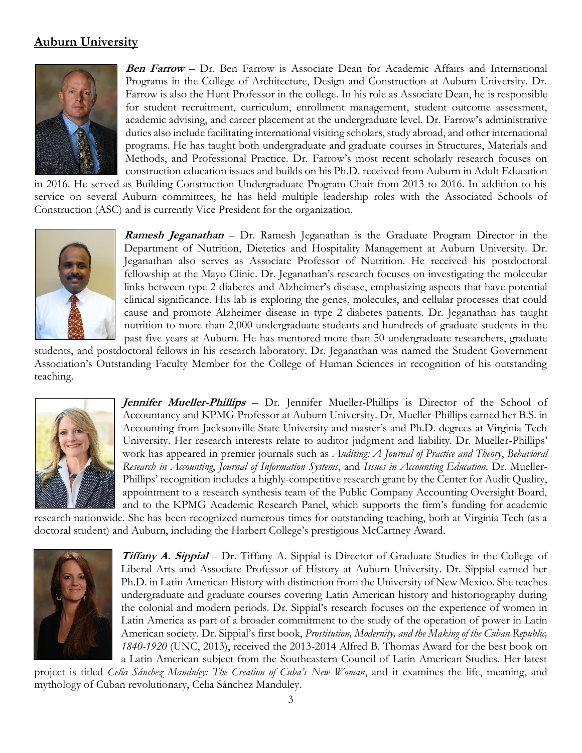## Auburn University

***Ben Farrow*** – Dr. Ben Farrow is Associate Dean for Academic Affairs and International Programs in the College of Architecture, Design and Construction at Auburn University. Dr. Farrow is also the Hunt Professor in the college. In his role as Associate Dean, he is responsible for student recruitment, curriculum, enrollment management, student outcome assessment, academic advising, and career placement at the undergraduate level. Dr. Farrow's administrative duties also include facilitating international visiting scholars, study abroad, and other international programs. He has taught both undergraduate and graduate courses in Structures, Materials and Methods, and Professional Practice. Dr. Farrow's most recent scholarly research focuses on construction education issues and builds on his Ph.D. received from Auburn in Adult Education in 2016. He served as Building Construction Undergraduate Program Chair from 2013 to 2016. In addition to his service on several Auburn committees, he has held multiple leadership roles with the Associated Schools of Construction (ASC) and is currently Vice President for the organization.

***Ramesh Jeganathan*** – Dr. Ramesh Jeganathan is the Graduate Program Director in the Department of Nutrition, Dietetics and Hospitality Management at Auburn University. Dr. Jeganathan also serves as Associate Professor of Nutrition. He received his postdoctoral fellowship at the Mayo Clinic. Dr. Jeganathan's research focuses on investigating the molecular links between type 2 diabetes and Alzheimer's disease, emphasizing aspects that have potential clinical significance. His lab is exploring the genes, molecules, and cellular processes that could cause and promote Alzheimer disease in type 2 diabetes patients. Dr. Jeganathan has taught nutrition to more than 2,000 undergraduate students and hundreds of graduate students in the past five years at Auburn. He has mentored more than 50 undergraduate researchers, graduate students, and postdoctoral fellows in his research laboratory. Dr. Jeganathan was named the Student Government Association's Outstanding Faculty Member for the College of Human Sciences in recognition of his outstanding teaching.

***Jennifer Mueller-Phillips*** – Dr. Jennifer Mueller-Phillips is Director of the School of Accountancy and KPMG Professor at Auburn University. Dr. Mueller-Phillips earned her B.S. in Accounting from Jacksonville State University and master's and Ph.D. degrees at Virginia Tech University. Her research interests relate to auditor judgment and liability. Dr. Mueller-Phillips' work has appeared in premier journals such as *Auditing: A Journal of Practice and Theory*, *Behavioral Research in Accounting*, *Journal of Information Systems*, and *Issues in Accounting Education*. Dr. Mueller-Phillips' recognition includes a highly-competitive research grant by the Center for Audit Quality, appointment to a research synthesis team of the Public Company Accounting Oversight Board, and to the KPMG Academic Research Panel, which supports the firm's funding for academic research nationwide. She has been recognized numerous times for outstanding teaching, both at Virginia Tech (as a doctoral student) and Auburn, including the Harbert College's prestigious McCartney Award.

***Tiffany A. Sippial*** – Dr. Tiffany A. Sippial is Director of Graduate Studies in the College of Liberal Arts and Associate Professor of History at Auburn University. Dr. Sippial earned her Ph.D. in Latin American History with distinction from the University of New Mexico. She teaches undergraduate and graduate courses covering Latin American history and historiography during the colonial and modern periods. Dr. Sippial's research focuses on the experience of women in Latin America as part of a broader commitment to the study of the operation of power in Latin American society. Dr. Sippial's first book, *Prostitution, Modernity, and the Making of the Cuban Republic, 1840-1920* (UNC, 2013), received the 2013-2014 Alfred B. Thomas Award for the best book on a Latin American subject from the Southeastern Council of Latin American Studies. Her latest project is titled *Celia Sánchez Manduley: The Creation of Cuba's New Woman*, and it examines the life, meaning, and mythology of Cuban revolutionary, Celia Sánchez Manduley.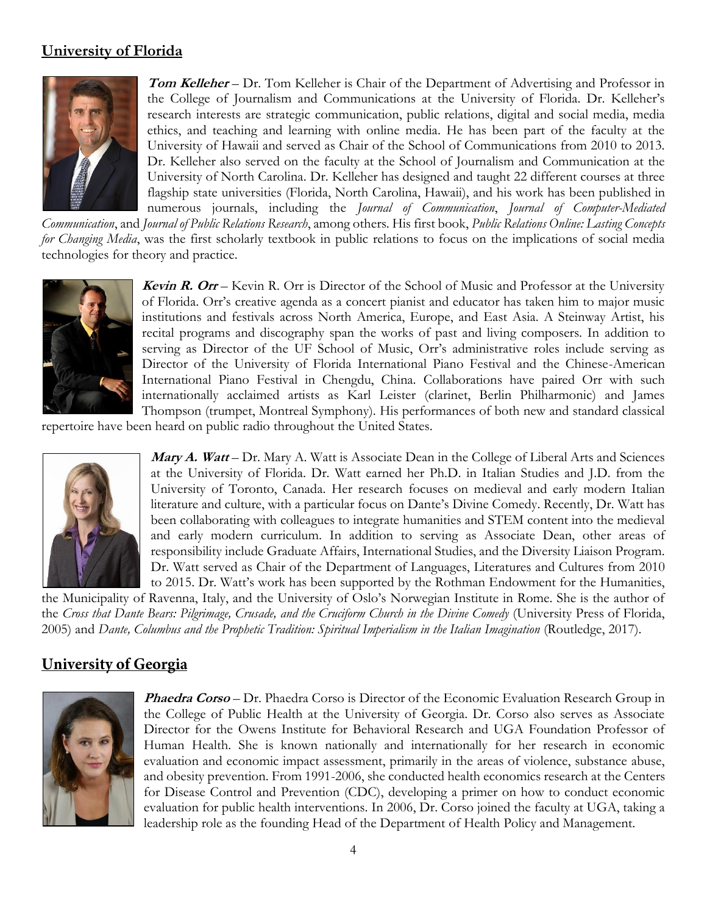## University of Florida

***Tom Kelleher*** – Dr. Tom Kelleher is Chair of the Department of Advertising and Professor in the College of Journalism and Communications at the University of Florida. Dr. Kelleher's research interests are strategic communication, public relations, digital and social media, media ethics, and teaching and learning with online media. He has been part of the faculty at the University of Hawaii and served as Chair of the School of Communications from 2010 to 2013. Dr. Kelleher also served on the faculty at the School of Journalism and Communication at the University of North Carolina. Dr. Kelleher has designed and taught 22 different courses at three flagship state universities (Florida, North Carolina, Hawaii), and his work has been published in numerous journals, including the *Journal of Communication*, *Journal of Computer-Mediated Communication*, and *Journal of Public Relations Research*, among others. His first book, *Public Relations Online: Lasting Concepts for Changing Media*, was the first scholarly textbook in public relations to focus on the implications of social media technologies for theory and practice.

***Kevin R. Orr*** – Kevin R. Orr is Director of the School of Music and Professor at the University of Florida. Orr's creative agenda as a concert pianist and educator has taken him to major music institutions and festivals across North America, Europe, and East Asia. A Steinway Artist, his recital programs and discography span the works of past and living composers. In addition to serving as Director of the UF School of Music, Orr's administrative roles include serving as Director of the University of Florida International Piano Festival and the Chinese-American International Piano Festival in Chengdu, China. Collaborations have paired Orr with such internationally acclaimed artists as Karl Leister (clarinet, Berlin Philharmonic) and James Thompson (trumpet, Montreal Symphony). His performances of both new and standard classical repertoire have been heard on public radio throughout the United States.

***Mary A. Watt*** – Dr. Mary A. Watt is Associate Dean in the College of Liberal Arts and Sciences at the University of Florida. Dr. Watt earned her Ph.D. in Italian Studies and J.D. from the University of Toronto, Canada. Her research focuses on medieval and early modern Italian literature and culture, with a particular focus on Dante's Divine Comedy. Recently, Dr. Watt has been collaborating with colleagues to integrate humanities and STEM content into the medieval and early modern curriculum. In addition to serving as Associate Dean, other areas of responsibility include Graduate Affairs, International Studies, and the Diversity Liaison Program. Dr. Watt served as Chair of the Department of Languages, Literatures and Cultures from 2010 to 2015. Dr. Watt's work has been supported by the Rothman Endowment for the Humanities, the Municipality of Ravenna, Italy, and the University of Oslo's Norwegian Institute in Rome. She is the author of the *Cross that Dante Bears: Pilgrimage, Crusade, and the Cruciform Church in the Divine Comedy* (University Press of Florida, 2005) and *Dante, Columbus and the Prophetic Tradition: Spiritual Imperialism in the Italian Imagination* (Routledge, 2017).

## University of Georgia

***Phaedra Corso*** – Dr. Phaedra Corso is Director of the Economic Evaluation Research Group in the College of Public Health at the University of Georgia. Dr. Corso also serves as Associate Director for the Owens Institute for Behavioral Research and UGA Foundation Professor of Human Health. She is known nationally and internationally for her research in economic evaluation and economic impact assessment, primarily in the areas of violence, substance abuse, and obesity prevention. From 1991-2006, she conducted health economics research at the Centers for Disease Control and Prevention (CDC), developing a primer on how to conduct economic evaluation for public health interventions. In 2006, Dr. Corso joined the faculty at UGA, taking a leadership role as the founding Head of the Department of Health Policy and Management.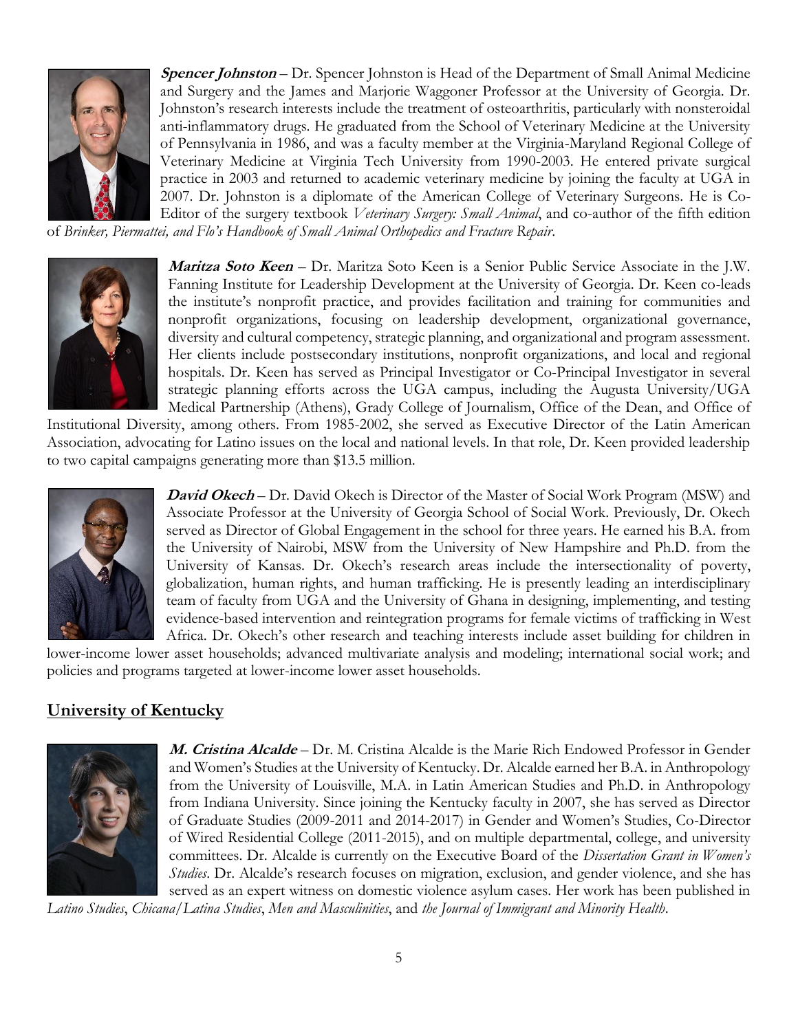***Spencer Johnston*** – Dr. Spencer Johnston is Head of the Department of Small Animal Medicine and Surgery and the James and Marjorie Waggoner Professor at the University of Georgia. Dr. Johnston's research interests include the treatment of osteoarthritis, particularly with nonsteroidal anti-inflammatory drugs. He graduated from the School of Veterinary Medicine at the University of Pennsylvania in 1986, and was a faculty member at the Virginia-Maryland Regional College of Veterinary Medicine at Virginia Tech University from 1990-2003. He entered private surgical practice in 2003 and returned to academic veterinary medicine by joining the faculty at UGA in 2007. Dr. Johnston is a diplomate of the American College of Veterinary Surgeons. He is Co-Editor of the surgery textbook *Veterinary Surgery: Small Animal*, and co-author of the fifth edition of *Brinker, Piermattei, and Flo's Handbook of Small Animal Orthopedics and Fracture Repair*.

***Maritza Soto Keen*** – Dr. Maritza Soto Keen is a Senior Public Service Associate in the J.W. Fanning Institute for Leadership Development at the University of Georgia. Dr. Keen co-leads the institute's nonprofit practice, and provides facilitation and training for communities and nonprofit organizations, focusing on leadership development, organizational governance, diversity and cultural competency, strategic planning, and organizational and program assessment. Her clients include postsecondary institutions, nonprofit organizations, and local and regional hospitals. Dr. Keen has served as Principal Investigator or Co-Principal Investigator in several strategic planning efforts across the UGA campus, including the Augusta University/UGA Medical Partnership (Athens), Grady College of Journalism, Office of the Dean, and Office of Institutional Diversity, among others. From 1985-2002, she served as Executive Director of the Latin American Association, advocating for Latino issues on the local and national levels. In that role, Dr. Keen provided leadership to two capital campaigns generating more than $13.5 million.

***David Okech*** – Dr. David Okech is Director of the Master of Social Work Program (MSW) and Associate Professor at the University of Georgia School of Social Work. Previously, Dr. Okech served as Director of Global Engagement in the school for three years. He earned his B.A. from the University of Nairobi, MSW from the University of New Hampshire and Ph.D. from the University of Kansas. Dr. Okech's research areas include the intersectionality of poverty, globalization, human rights, and human trafficking. He is presently leading an interdisciplinary team of faculty from UGA and the University of Ghana in designing, implementing, and testing evidence-based intervention and reintegration programs for female victims of trafficking in West Africa. Dr. Okech's other research and teaching interests include asset building for children in lower-income lower asset households; advanced multivariate analysis and modeling; international social work; and policies and programs targeted at lower-income lower asset households.

## University of Kentucky

***M. Cristina Alcalde*** – Dr. M. Cristina Alcalde is the Marie Rich Endowed Professor in Gender and Women's Studies at the University of Kentucky. Dr. Alcalde earned her B.A. in Anthropology from the University of Louisville, M.A. in Latin American Studies and Ph.D. in Anthropology from Indiana University. Since joining the Kentucky faculty in 2007, she has served as Director of Graduate Studies (2009-2011 and 2014-2017) in Gender and Women's Studies, Co-Director of Wired Residential College (2011-2015), and on multiple departmental, college, and university committees. Dr. Alcalde is currently on the Executive Board of the *Dissertation Grant in Women's Studies*. Dr. Alcalde's research focuses on migration, exclusion, and gender violence, and she has served as an expert witness on domestic violence asylum cases. Her work has been published in *Latino Studies*, *Chicana/Latina Studies*, *Men and Masculinities*, and *the Journal of Immigrant and Minority Health*.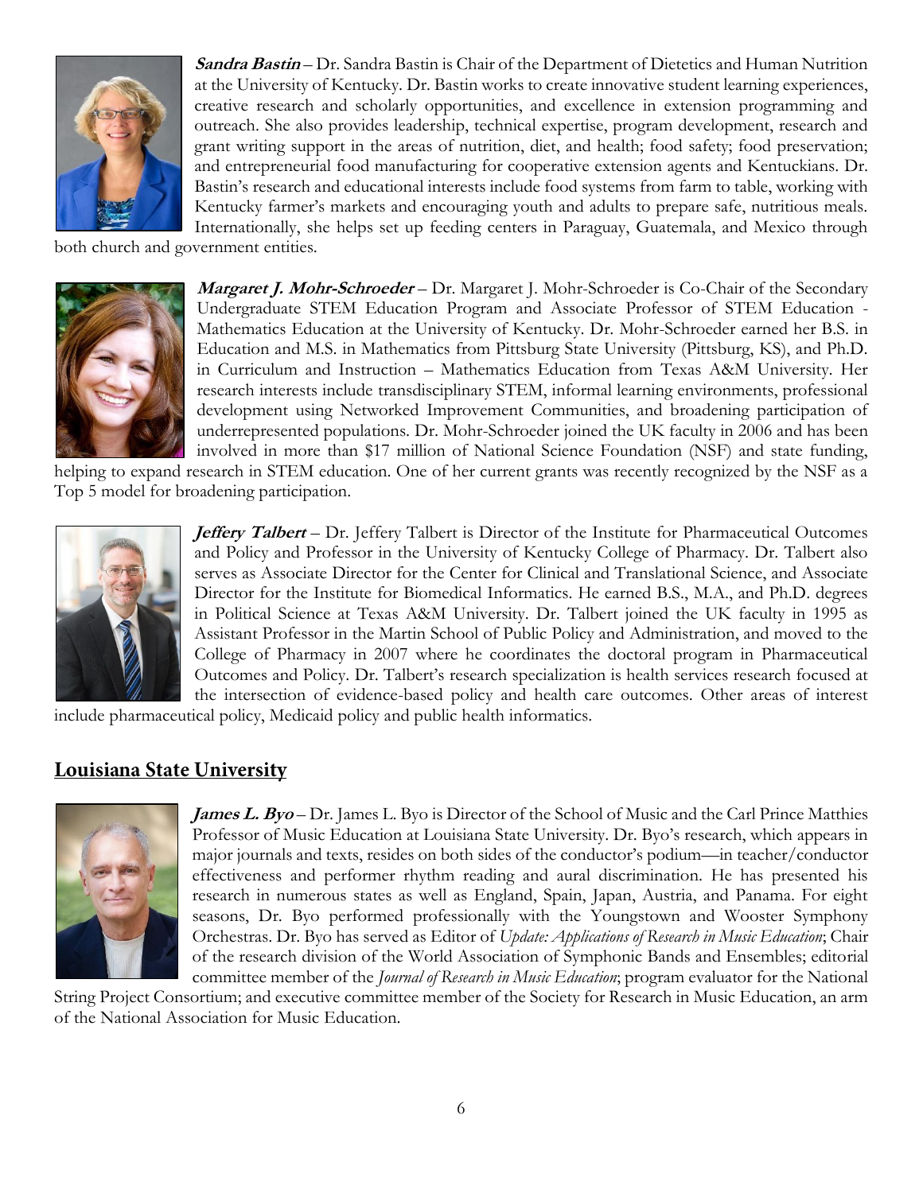***Sandra Bastin*** – Dr. Sandra Bastin is Chair of the Department of Dietetics and Human Nutrition at the University of Kentucky. Dr. Bastin works to create innovative student learning experiences, creative research and scholarly opportunities, and excellence in extension programming and outreach. She also provides leadership, technical expertise, program development, research and grant writing support in the areas of nutrition, diet, and health; food safety; food preservation; and entrepreneurial food manufacturing for cooperative extension agents and Kentuckians. Dr. Bastin's research and educational interests include food systems from farm to table, working with Kentucky farmer's markets and encouraging youth and adults to prepare safe, nutritious meals. Internationally, she helps set up feeding centers in Paraguay, Guatemala, and Mexico through both church and government entities.

***Margaret J. Mohr-Schroeder*** – Dr. Margaret J. Mohr-Schroeder is Co-Chair of the Secondary Undergraduate STEM Education Program and Associate Professor of STEM Education - Mathematics Education at the University of Kentucky. Dr. Mohr-Schroeder earned her B.S. in Education and M.S. in Mathematics from Pittsburg State University (Pittsburg, KS), and Ph.D. in Curriculum and Instruction – Mathematics Education from Texas A&M University. Her research interests include transdisciplinary STEM, informal learning environments, professional development using Networked Improvement Communities, and broadening participation of underrepresented populations. Dr. Mohr-Schroeder joined the UK faculty in 2006 and has been involved in more than $17 million of National Science Foundation (NSF) and state funding, helping to expand research in STEM education. One of her current grants was recently recognized by the NSF as a Top 5 model for broadening participation.

***Jeffery Talbert*** – Dr. Jeffery Talbert is Director of the Institute for Pharmaceutical Outcomes and Policy and Professor in the University of Kentucky College of Pharmacy. Dr. Talbert also serves as Associate Director for the Center for Clinical and Translational Science, and Associate Director for the Institute for Biomedical Informatics. He earned B.S., M.A., and Ph.D. degrees in Political Science at Texas A&M University. Dr. Talbert joined the UK faculty in 1995 as Assistant Professor in the Martin School of Public Policy and Administration, and moved to the College of Pharmacy in 2007 where he coordinates the doctoral program in Pharmaceutical Outcomes and Policy. Dr. Talbert's research specialization is health services research focused at the intersection of evidence-based policy and health care outcomes. Other areas of interest include pharmaceutical policy, Medicaid policy and public health informatics.

## Louisiana State University

***James L. Byo*** – Dr. James L. Byo is Director of the School of Music and the Carl Prince Matthies Professor of Music Education at Louisiana State University. Dr. Byo's research, which appears in major journals and texts, resides on both sides of the conductor's podium—in teacher/conductor effectiveness and performer rhythm reading and aural discrimination. He has presented his research in numerous states as well as England, Spain, Japan, Austria, and Panama. For eight seasons, Dr. Byo performed professionally with the Youngstown and Wooster Symphony Orchestras. Dr. Byo has served as Editor of *Update: Applications of Research in Music Education*; Chair of the research division of the World Association of Symphonic Bands and Ensembles; editorial committee member of the *Journal of Research in Music Education*; program evaluator for the National String Project Consortium; and executive committee member of the Society for Research in Music Education, an arm of the National Association for Music Education.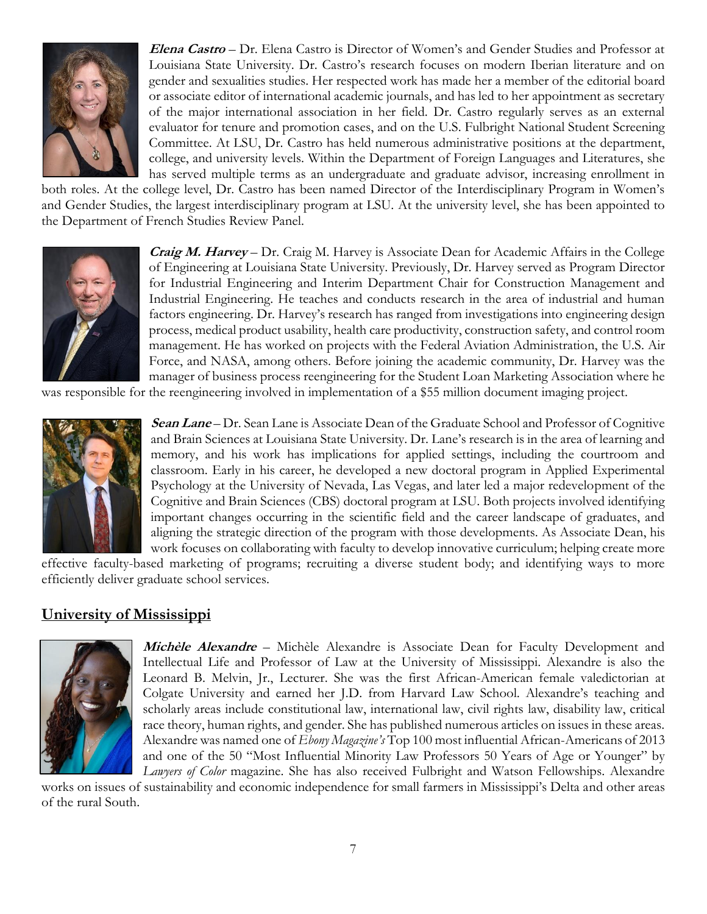***Elena Castro*** – Dr. Elena Castro is Director of Women's and Gender Studies and Professor at Louisiana State University. Dr. Castro's research focuses on modern Iberian literature and on gender and sexualities studies. Her respected work has made her a member of the editorial board or associate editor of international academic journals, and has led to her appointment as secretary of the major international association in her field. Dr. Castro regularly serves as an external evaluator for tenure and promotion cases, and on the U.S. Fulbright National Student Screening Committee. At LSU, Dr. Castro has held numerous administrative positions at the department, college, and university levels. Within the Department of Foreign Languages and Literatures, she has served multiple terms as an undergraduate and graduate advisor, increasing enrollment in both roles. At the college level, Dr. Castro has been named Director of the Interdisciplinary Program in Women's and Gender Studies, the largest interdisciplinary program at LSU. At the university level, she has been appointed to the Department of French Studies Review Panel.

***Craig M. Harvey*** – Dr. Craig M. Harvey is Associate Dean for Academic Affairs in the College of Engineering at Louisiana State University. Previously, Dr. Harvey served as Program Director for Industrial Engineering and Interim Department Chair for Construction Management and Industrial Engineering. He teaches and conducts research in the area of industrial and human factors engineering. Dr. Harvey's research has ranged from investigations into engineering design process, medical product usability, health care productivity, construction safety, and control room management. He has worked on projects with the Federal Aviation Administration, the U.S. Air Force, and NASA, among others. Before joining the academic community, Dr. Harvey was the manager of business process reengineering for the Student Loan Marketing Association where he was responsible for the reengineering involved in implementation of a $55 million document imaging project.

***Sean Lane*** – Dr. Sean Lane is Associate Dean of the Graduate School and Professor of Cognitive and Brain Sciences at Louisiana State University. Dr. Lane's research is in the area of learning and memory, and his work has implications for applied settings, including the courtroom and classroom. Early in his career, he developed a new doctoral program in Applied Experimental Psychology at the University of Nevada, Las Vegas, and later led a major redevelopment of the Cognitive and Brain Sciences (CBS) doctoral program at LSU. Both projects involved identifying important changes occurring in the scientific field and the career landscape of graduates, and aligning the strategic direction of the program with those developments. As Associate Dean, his work focuses on collaborating with faculty to develop innovative curriculum; helping create more effective faculty-based marketing of programs; recruiting a diverse student body; and identifying ways to more efficiently deliver graduate school services.

## University of Mississippi

***Michèle Alexandre*** – Michèle Alexandre is Associate Dean for Faculty Development and Intellectual Life and Professor of Law at the University of Mississippi. Alexandre is also the Leonard B. Melvin, Jr., Lecturer. She was the first African-American female valedictorian at Colgate University and earned her J.D. from Harvard Law School. Alexandre's teaching and scholarly areas include constitutional law, international law, civil rights law, disability law, critical race theory, human rights, and gender. She has published numerous articles on issues in these areas. Alexandre was named one of *Ebony Magazine's* Top 100 most influential African-Americans of 2013 and one of the 50 "Most Influential Minority Law Professors 50 Years of Age or Younger" by *Lawyers of Color* magazine. She has also received Fulbright and Watson Fellowships. Alexandre works on issues of sustainability and economic independence for small farmers in Mississippi's Delta and other areas of the rural South.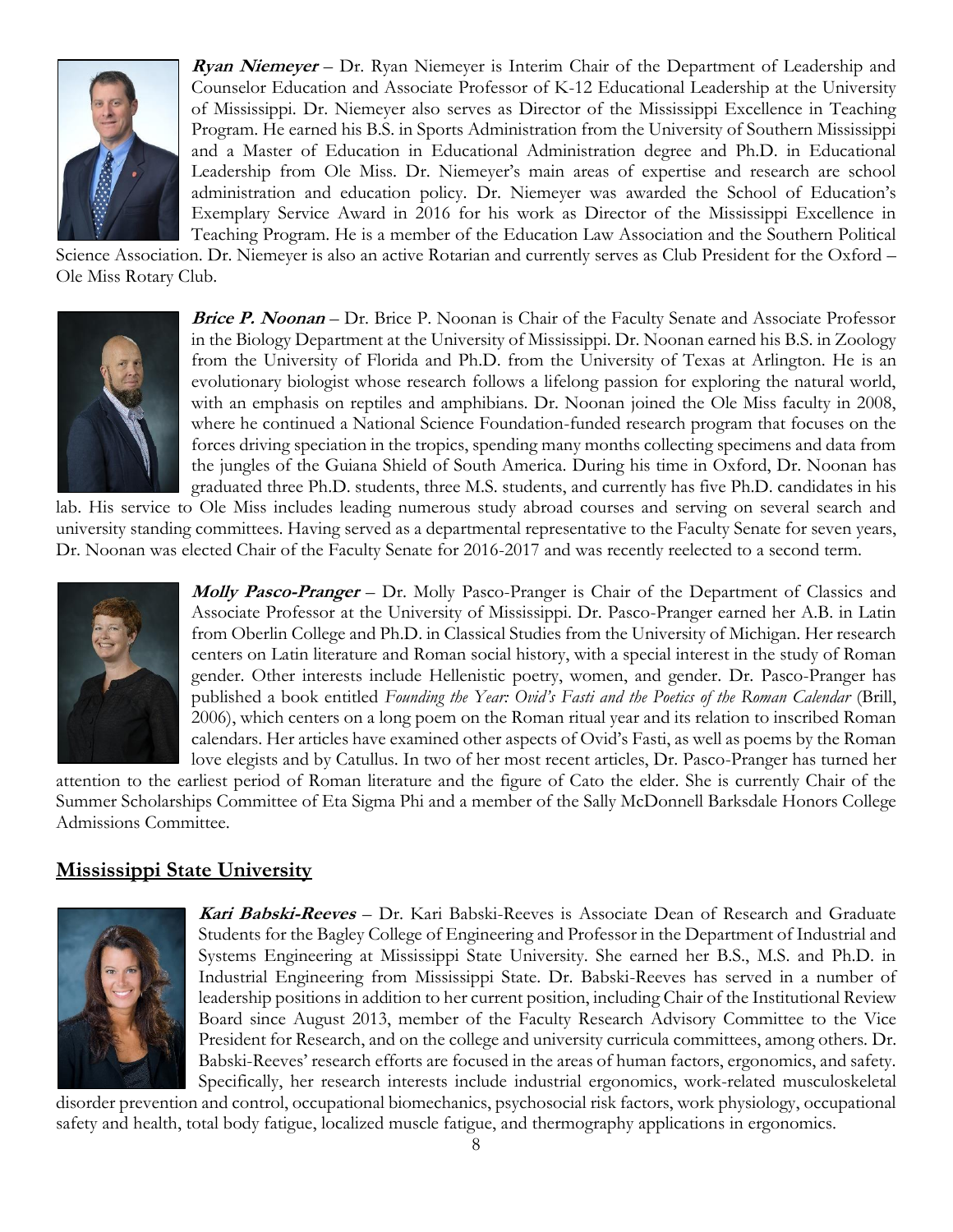***Ryan Niemeyer*** – Dr. Ryan Niemeyer is Interim Chair of the Department of Leadership and Counselor Education and Associate Professor of K-12 Educational Leadership at the University of Mississippi. Dr. Niemeyer also serves as Director of the Mississippi Excellence in Teaching Program. He earned his B.S. in Sports Administration from the University of Southern Mississippi and a Master of Education in Educational Administration degree and Ph.D. in Educational Leadership from Ole Miss. Dr. Niemeyer's main areas of expertise and research are school administration and education policy. Dr. Niemeyer was awarded the School of Education's Exemplary Service Award in 2016 for his work as Director of the Mississippi Excellence in Teaching Program. He is a member of the Education Law Association and the Southern Political Science Association. Dr. Niemeyer is also an active Rotarian and currently serves as Club President for the Oxford – Ole Miss Rotary Club.

***Brice P. Noonan*** – Dr. Brice P. Noonan is Chair of the Faculty Senate and Associate Professor in the Biology Department at the University of Mississippi. Dr. Noonan earned his B.S. in Zoology from the University of Florida and Ph.D. from the University of Texas at Arlington. He is an evolutionary biologist whose research follows a lifelong passion for exploring the natural world, with an emphasis on reptiles and amphibians. Dr. Noonan joined the Ole Miss faculty in 2008, where he continued a National Science Foundation-funded research program that focuses on the forces driving speciation in the tropics, spending many months collecting specimens and data from the jungles of the Guiana Shield of South America. During his time in Oxford, Dr. Noonan has graduated three Ph.D. students, three M.S. students, and currently has five Ph.D. candidates in his lab. His service to Ole Miss includes leading numerous study abroad courses and serving on several search and university standing committees. Having served as a departmental representative to the Faculty Senate for seven years, Dr. Noonan was elected Chair of the Faculty Senate for 2016-2017 and was recently reelected to a second term.

***Molly Pasco-Pranger*** – Dr. Molly Pasco-Pranger is Chair of the Department of Classics and Associate Professor at the University of Mississippi. Dr. Pasco-Pranger earned her A.B. in Latin from Oberlin College and Ph.D. in Classical Studies from the University of Michigan. Her research centers on Latin literature and Roman social history, with a special interest in the study of Roman gender. Other interests include Hellenistic poetry, women, and gender. Dr. Pasco-Pranger has published a book entitled *Founding the Year: Ovid's Fasti and the Poetics of the Roman Calendar* (Brill, 2006), which centers on a long poem on the Roman ritual year and its relation to inscribed Roman calendars. Her articles have examined other aspects of Ovid's Fasti, as well as poems by the Roman love elegists and by Catullus. In two of her most recent articles, Dr. Pasco-Pranger has turned her attention to the earliest period of Roman literature and the figure of Cato the elder. She is currently Chair of the Summer Scholarships Committee of Eta Sigma Phi and a member of the Sally McDonnell Barksdale Honors College Admissions Committee.

## Mississippi State University

***Kari Babski-Reeves*** – Dr. Kari Babski-Reeves is Associate Dean of Research and Graduate Students for the Bagley College of Engineering and Professor in the Department of Industrial and Systems Engineering at Mississippi State University. She earned her B.S., M.S. and Ph.D. in Industrial Engineering from Mississippi State. Dr. Babski-Reeves has served in a number of leadership positions in addition to her current position, including Chair of the Institutional Review Board since August 2013, member of the Faculty Research Advisory Committee to the Vice President for Research, and on the college and university curricula committees, among others. Dr. Babski-Reeves' research efforts are focused in the areas of human factors, ergonomics, and safety. Specifically, her research interests include industrial ergonomics, work-related musculoskeletal disorder prevention and control, occupational biomechanics, psychosocial risk factors, work physiology, occupational safety and health, total body fatigue, localized muscle fatigue, and thermography applications in ergonomics.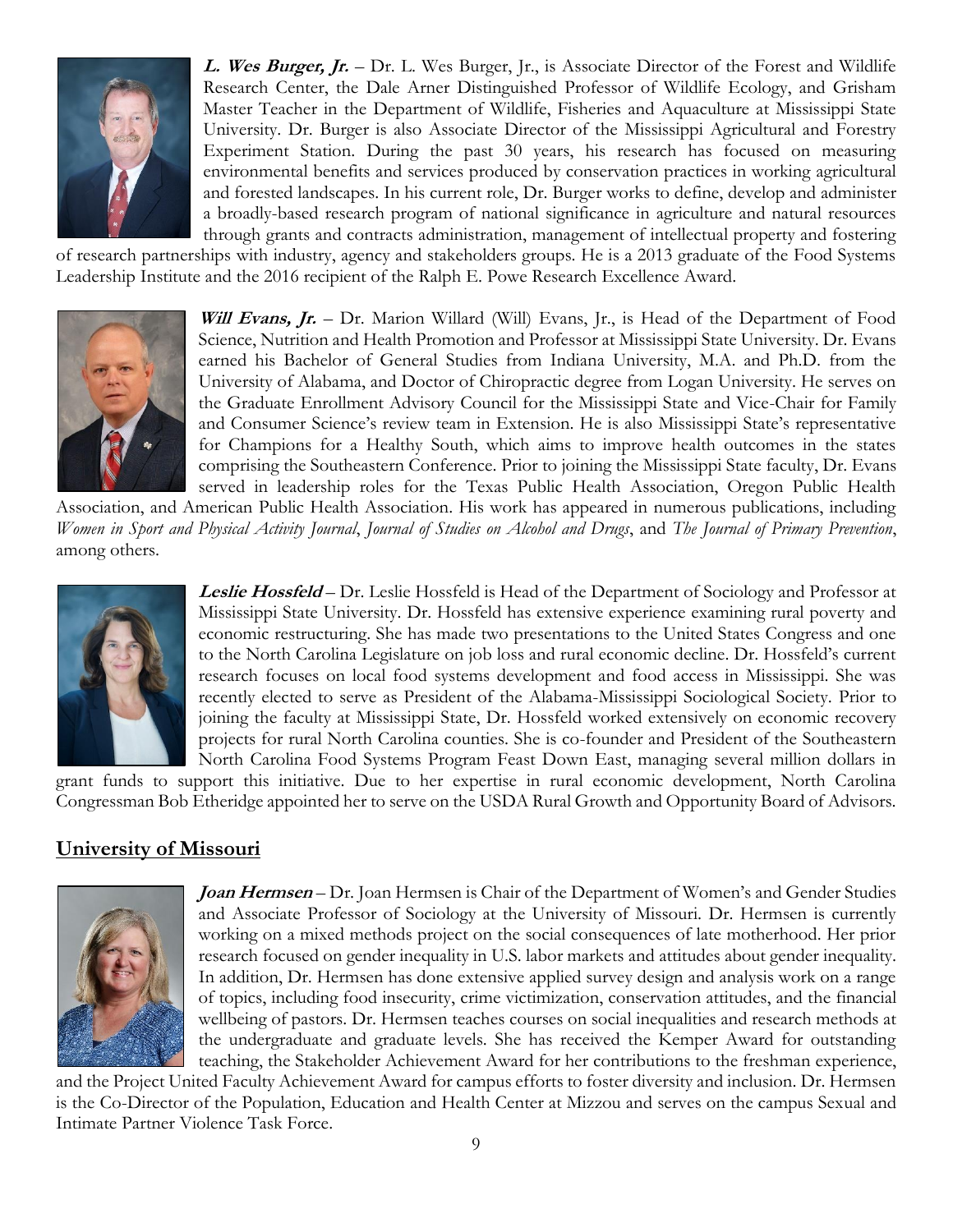***L. Wes Burger, Jr.*** – Dr. L. Wes Burger, Jr., is Associate Director of the Forest and Wildlife Research Center, the Dale Arner Distinguished Professor of Wildlife Ecology, and Grisham Master Teacher in the Department of Wildlife, Fisheries and Aquaculture at Mississippi State University. Dr. Burger is also Associate Director of the Mississippi Agricultural and Forestry Experiment Station. During the past 30 years, his research has focused on measuring environmental benefits and services produced by conservation practices in working agricultural and forested landscapes. In his current role, Dr. Burger works to define, develop and administer a broadly-based research program of national significance in agriculture and natural resources through grants and contracts administration, management of intellectual property and fostering of research partnerships with industry, agency and stakeholders groups. He is a 2013 graduate of the Food Systems Leadership Institute and the 2016 recipient of the Ralph E. Powe Research Excellence Award.

***Will Evans, Jr.*** – Dr. Marion Willard (Will) Evans, Jr., is Head of the Department of Food Science, Nutrition and Health Promotion and Professor at Mississippi State University. Dr. Evans earned his Bachelor of General Studies from Indiana University, M.A. and Ph.D. from the University of Alabama, and Doctor of Chiropractic degree from Logan University. He serves on the Graduate Enrollment Advisory Council for the Mississippi State and Vice-Chair for Family and Consumer Science's review team in Extension. He is also Mississippi State's representative for Champions for a Healthy South, which aims to improve health outcomes in the states comprising the Southeastern Conference. Prior to joining the Mississippi State faculty, Dr. Evans served in leadership roles for the Texas Public Health Association, Oregon Public Health Association, and American Public Health Association. His work has appeared in numerous publications, including *Women in Sport and Physical Activity Journal*, *Journal of Studies on Alcohol and Drugs*, and *The Journal of Primary Prevention*, among others.

***Leslie Hossfeld*** – Dr. Leslie Hossfeld is Head of the Department of Sociology and Professor at Mississippi State University. Dr. Hossfeld has extensive experience examining rural poverty and economic restructuring. She has made two presentations to the United States Congress and one to the North Carolina Legislature on job loss and rural economic decline. Dr. Hossfeld's current research focuses on local food systems development and food access in Mississippi. She was recently elected to serve as President of the Alabama-Mississippi Sociological Society. Prior to joining the faculty at Mississippi State, Dr. Hossfeld worked extensively on economic recovery projects for rural North Carolina counties. She is co-founder and President of the Southeastern North Carolina Food Systems Program Feast Down East, managing several million dollars in grant funds to support this initiative. Due to her expertise in rural economic development, North Carolina Congressman Bob Etheridge appointed her to serve on the USDA Rural Growth and Opportunity Board of Advisors.

## University of Missouri

***Joan Hermsen*** – Dr. Joan Hermsen is Chair of the Department of Women's and Gender Studies and Associate Professor of Sociology at the University of Missouri. Dr. Hermsen is currently working on a mixed methods project on the social consequences of late motherhood. Her prior research focused on gender inequality in U.S. labor markets and attitudes about gender inequality. In addition, Dr. Hermsen has done extensive applied survey design and analysis work on a range of topics, including food insecurity, crime victimization, conservation attitudes, and the financial wellbeing of pastors. Dr. Hermsen teaches courses on social inequalities and research methods at the undergraduate and graduate levels. She has received the Kemper Award for outstanding teaching, the Stakeholder Achievement Award for her contributions to the freshman experience, and the Project United Faculty Achievement Award for campus efforts to foster diversity and inclusion. Dr. Hermsen is the Co-Director of the Population, Education and Health Center at Mizzou and serves on the campus Sexual and Intimate Partner Violence Task Force.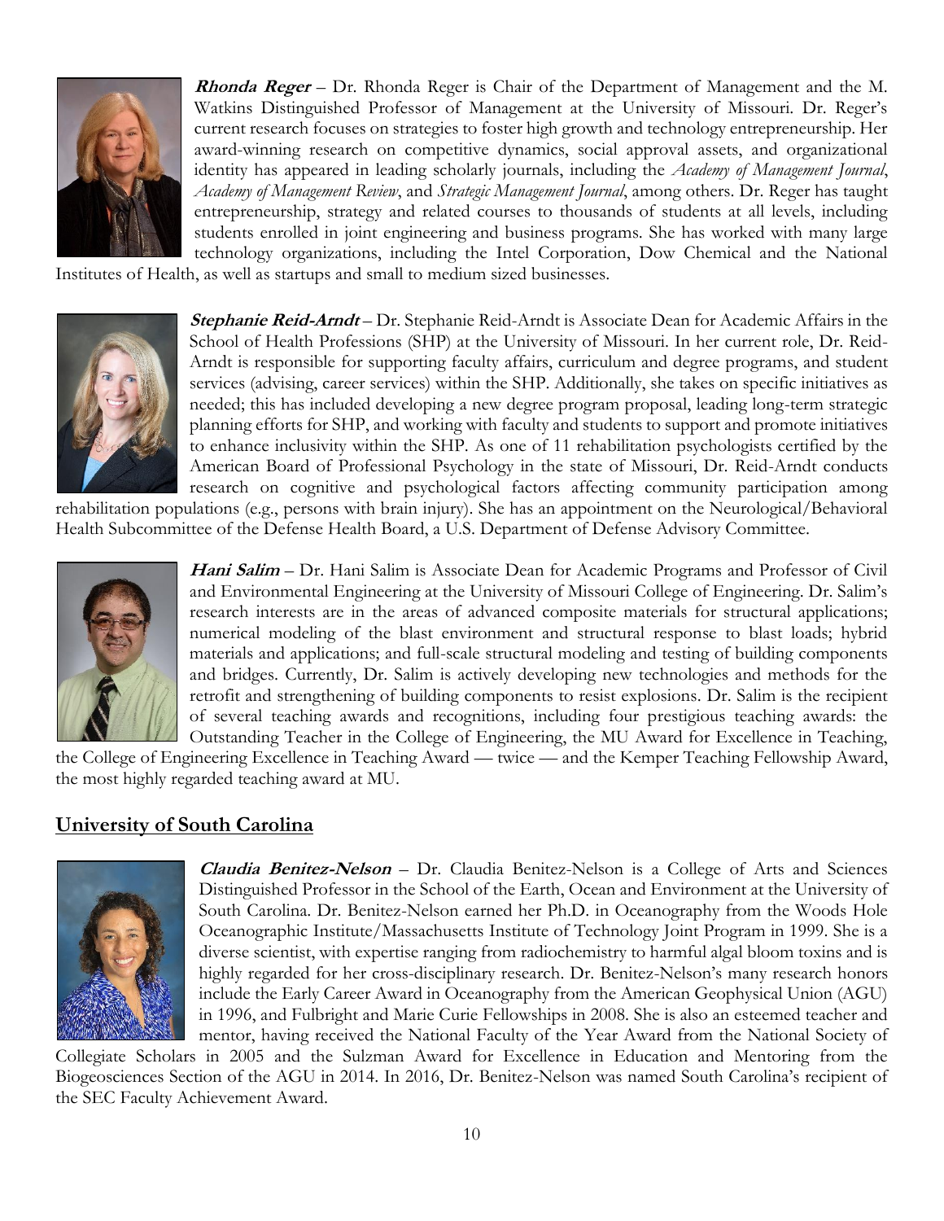***Rhonda Reger*** – Dr. Rhonda Reger is Chair of the Department of Management and the M. Watkins Distinguished Professor of Management at the University of Missouri. Dr. Reger's current research focuses on strategies to foster high growth and technology entrepreneurship. Her award-winning research on competitive dynamics, social approval assets, and organizational identity has appeared in leading scholarly journals, including the *Academy of Management Journal*, *Academy of Management Review*, and *Strategic Management Journal*, among others. Dr. Reger has taught entrepreneurship, strategy and related courses to thousands of students at all levels, including students enrolled in joint engineering and business programs. She has worked with many large technology organizations, including the Intel Corporation, Dow Chemical and the National Institutes of Health, as well as startups and small to medium sized businesses.

***Stephanie Reid-Arndt*** – Dr. Stephanie Reid-Arndt is Associate Dean for Academic Affairs in the School of Health Professions (SHP) at the University of Missouri. In her current role, Dr. Reid-Arndt is responsible for supporting faculty affairs, curriculum and degree programs, and student services (advising, career services) within the SHP. Additionally, she takes on specific initiatives as needed; this has included developing a new degree program proposal, leading long-term strategic planning efforts for SHP, and working with faculty and students to support and promote initiatives to enhance inclusivity within the SHP. As one of 11 rehabilitation psychologists certified by the American Board of Professional Psychology in the state of Missouri, Dr. Reid-Arndt conducts research on cognitive and psychological factors affecting community participation among rehabilitation populations (e.g., persons with brain injury). She has an appointment on the Neurological/Behavioral Health Subcommittee of the Defense Health Board, a U.S. Department of Defense Advisory Committee.

***Hani Salim*** – Dr. Hani Salim is Associate Dean for Academic Programs and Professor of Civil and Environmental Engineering at the University of Missouri College of Engineering. Dr. Salim's research interests are in the areas of advanced composite materials for structural applications; numerical modeling of the blast environment and structural response to blast loads; hybrid materials and applications; and full-scale structural modeling and testing of building components and bridges. Currently, Dr. Salim is actively developing new technologies and methods for the retrofit and strengthening of building components to resist explosions. Dr. Salim is the recipient of several teaching awards and recognitions, including four prestigious teaching awards: the Outstanding Teacher in the College of Engineering, the MU Award for Excellence in Teaching, the College of Engineering Excellence in Teaching Award — twice — and the Kemper Teaching Fellowship Award, the most highly regarded teaching award at MU.

## University of South Carolina

***Claudia Benitez-Nelson*** – Dr. Claudia Benitez-Nelson is a College of Arts and Sciences Distinguished Professor in the School of the Earth, Ocean and Environment at the University of South Carolina. Dr. Benitez-Nelson earned her Ph.D. in Oceanography from the Woods Hole Oceanographic Institute/Massachusetts Institute of Technology Joint Program in 1999. She is a diverse scientist, with expertise ranging from radiochemistry to harmful algal bloom toxins and is highly regarded for her cross-disciplinary research. Dr. Benitez-Nelson's many research honors include the Early Career Award in Oceanography from the American Geophysical Union (AGU) in 1996, and Fulbright and Marie Curie Fellowships in 2008. She is also an esteemed teacher and mentor, having received the National Faculty of the Year Award from the National Society of Collegiate Scholars in 2005 and the Sulzman Award for Excellence in Education and Mentoring from the Biogeosciences Section of the AGU in 2014. In 2016, Dr. Benitez-Nelson was named South Carolina's recipient of the SEC Faculty Achievement Award.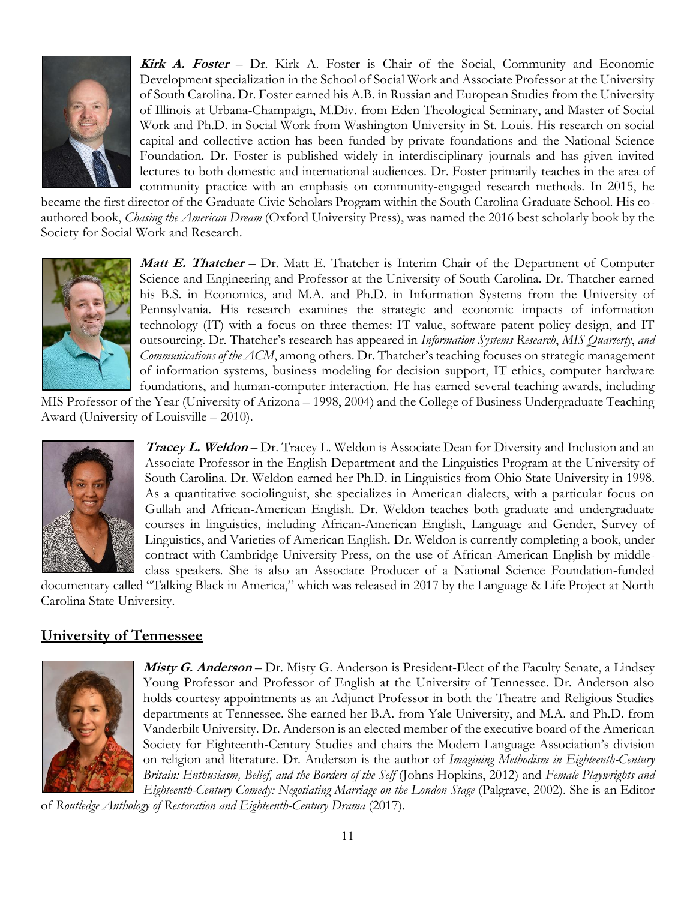***Kirk A. Foster*** – Dr. Kirk A. Foster is Chair of the Social, Community and Economic Development specialization in the School of Social Work and Associate Professor at the University of South Carolina. Dr. Foster earned his A.B. in Russian and European Studies from the University of Illinois at Urbana-Champaign, M.Div. from Eden Theological Seminary, and Master of Social Work and Ph.D. in Social Work from Washington University in St. Louis. His research on social capital and collective action has been funded by private foundations and the National Science Foundation. Dr. Foster is published widely in interdisciplinary journals and has given invited lectures to both domestic and international audiences. Dr. Foster primarily teaches in the area of community practice with an emphasis on community-engaged research methods. In 2015, he became the first director of the Graduate Civic Scholars Program within the South Carolina Graduate School. His co-authored book, *Chasing the American Dream* (Oxford University Press), was named the 2016 best scholarly book by the Society for Social Work and Research.

***Matt E. Thatcher*** – Dr. Matt E. Thatcher is Interim Chair of the Department of Computer Science and Engineering and Professor at the University of South Carolina. Dr. Thatcher earned his B.S. in Economics, and M.A. and Ph.D. in Information Systems from the University of Pennsylvania. His research examines the strategic and economic impacts of information technology (IT) with a focus on three themes: IT value, software patent policy design, and IT outsourcing. Dr. Thatcher's research has appeared in *Information Systems Research*, *MIS Quarterly*, *and Communications of the ACM*, among others. Dr. Thatcher's teaching focuses on strategic management of information systems, business modeling for decision support, IT ethics, computer hardware foundations, and human-computer interaction. He has earned several teaching awards, including MIS Professor of the Year (University of Arizona – 1998, 2004) and the College of Business Undergraduate Teaching Award (University of Louisville – 2010).

***Tracey L. Weldon*** – Dr. Tracey L. Weldon is Associate Dean for Diversity and Inclusion and an Associate Professor in the English Department and the Linguistics Program at the University of South Carolina. Dr. Weldon earned her Ph.D. in Linguistics from Ohio State University in 1998. As a quantitative sociolinguist, she specializes in American dialects, with a particular focus on Gullah and African-American English. Dr. Weldon teaches both graduate and undergraduate courses in linguistics, including African-American English, Language and Gender, Survey of Linguistics, and Varieties of American English. Dr. Weldon is currently completing a book, under contract with Cambridge University Press, on the use of African-American English by middle-class speakers. She is also an Associate Producer of a National Science Foundation-funded documentary called "Talking Black in America," which was released in 2017 by the Language & Life Project at North Carolina State University.

## University of Tennessee

***Misty G. Anderson*** – Dr. Misty G. Anderson is President-Elect of the Faculty Senate, a Lindsey Young Professor and Professor of English at the University of Tennessee. Dr. Anderson also holds courtesy appointments as an Adjunct Professor in both the Theatre and Religious Studies departments at Tennessee. She earned her B.A. from Yale University, and M.A. and Ph.D. from Vanderbilt University. Dr. Anderson is an elected member of the executive board of the American Society for Eighteenth-Century Studies and chairs the Modern Language Association's division on religion and literature. Dr. Anderson is the author of *Imagining Methodism in Eighteenth-Century Britain: Enthusiasm, Belief, and the Borders of the Self* (Johns Hopkins, 2012) and *Female Playwrights and Eighteenth-Century Comedy: Negotiating Marriage on the London Stage* (Palgrave, 2002). She is an Editor of *Routledge Anthology of Restoration and Eighteenth-Century Drama* (2017).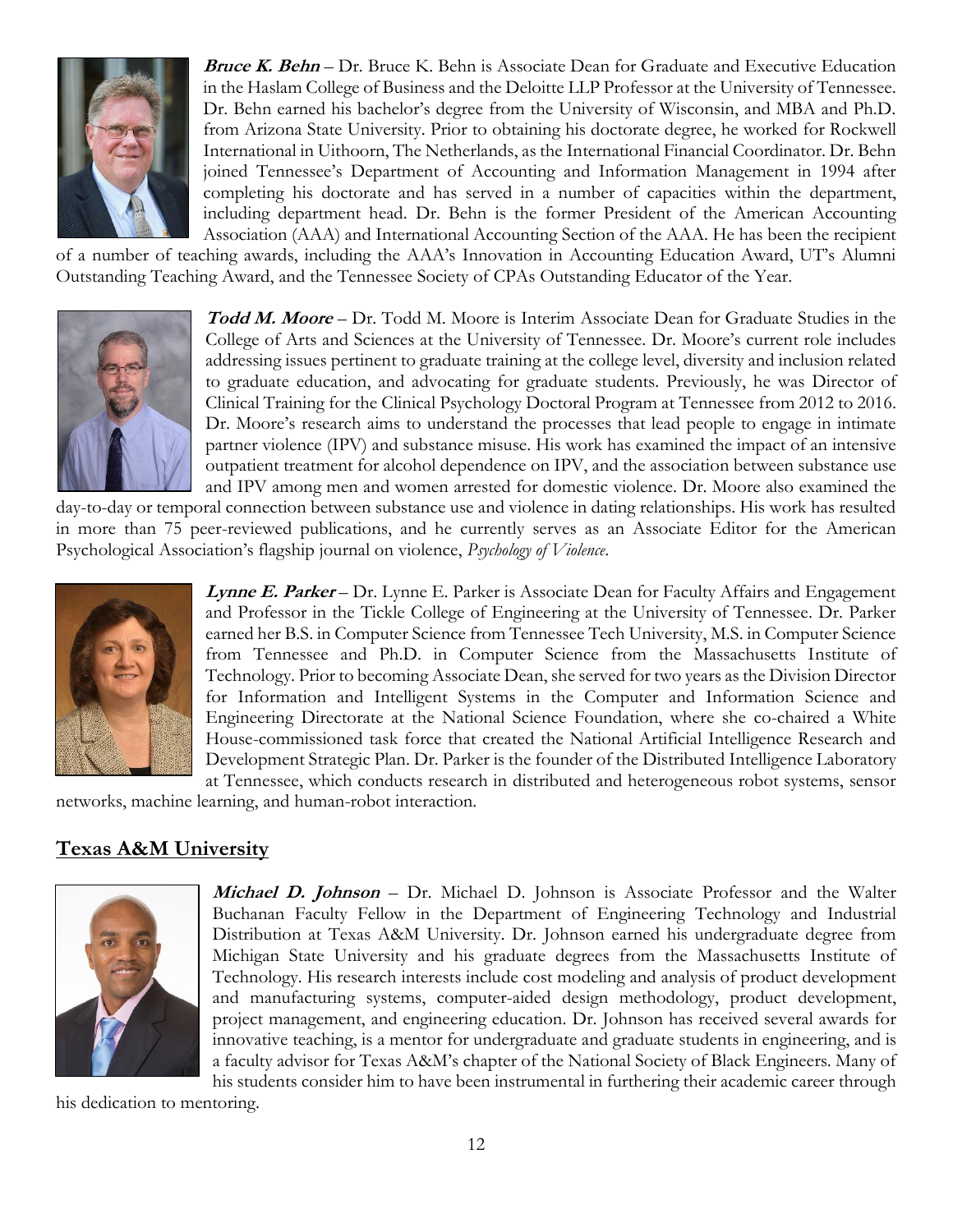***Bruce K. Behn*** – Dr. Bruce K. Behn is Associate Dean for Graduate and Executive Education in the Haslam College of Business and the Deloitte LLP Professor at the University of Tennessee. Dr. Behn earned his bachelor's degree from the University of Wisconsin, and MBA and Ph.D. from Arizona State University. Prior to obtaining his doctorate degree, he worked for Rockwell International in Uithoorn, The Netherlands, as the International Financial Coordinator. Dr. Behn joined Tennessee's Department of Accounting and Information Management in 1994 after completing his doctorate and has served in a number of capacities within the department, including department head. Dr. Behn is the former President of the American Accounting Association (AAA) and International Accounting Section of the AAA. He has been the recipient of a number of teaching awards, including the AAA's Innovation in Accounting Education Award, UT's Alumni Outstanding Teaching Award, and the Tennessee Society of CPAs Outstanding Educator of the Year.

***Todd M. Moore*** – Dr. Todd M. Moore is Interim Associate Dean for Graduate Studies in the College of Arts and Sciences at the University of Tennessee. Dr. Moore's current role includes addressing issues pertinent to graduate training at the college level, diversity and inclusion related to graduate education, and advocating for graduate students. Previously, he was Director of Clinical Training for the Clinical Psychology Doctoral Program at Tennessee from 2012 to 2016. Dr. Moore's research aims to understand the processes that lead people to engage in intimate partner violence (IPV) and substance misuse. His work has examined the impact of an intensive outpatient treatment for alcohol dependence on IPV, and the association between substance use and IPV among men and women arrested for domestic violence. Dr. Moore also examined the day-to-day or temporal connection between substance use and violence in dating relationships. His work has resulted in more than 75 peer-reviewed publications, and he currently serves as an Associate Editor for the American Psychological Association's flagship journal on violence, *Psychology of Violence*.

***Lynne E. Parker*** – Dr. Lynne E. Parker is Associate Dean for Faculty Affairs and Engagement and Professor in the Tickle College of Engineering at the University of Tennessee. Dr. Parker earned her B.S. in Computer Science from Tennessee Tech University, M.S. in Computer Science from Tennessee and Ph.D. in Computer Science from the Massachusetts Institute of Technology. Prior to becoming Associate Dean, she served for two years as the Division Director for Information and Intelligent Systems in the Computer and Information Science and Engineering Directorate at the National Science Foundation, where she co-chaired a White House-commissioned task force that created the National Artificial Intelligence Research and Development Strategic Plan. Dr. Parker is the founder of the Distributed Intelligence Laboratory at Tennessee, which conducts research in distributed and heterogeneous robot systems, sensor networks, machine learning, and human-robot interaction.

## Texas A&M University

***Michael D. Johnson*** – Dr. Michael D. Johnson is Associate Professor and the Walter Buchanan Faculty Fellow in the Department of Engineering Technology and Industrial Distribution at Texas A&M University. Dr. Johnson earned his undergraduate degree from Michigan State University and his graduate degrees from the Massachusetts Institute of Technology. His research interests include cost modeling and analysis of product development and manufacturing systems, computer-aided design methodology, product development, project management, and engineering education. Dr. Johnson has received several awards for innovative teaching, is a mentor for undergraduate and graduate students in engineering, and is a faculty advisor for Texas A&M's chapter of the National Society of Black Engineers. Many of his students consider him to have been instrumental in furthering their academic career through his dedication to mentoring.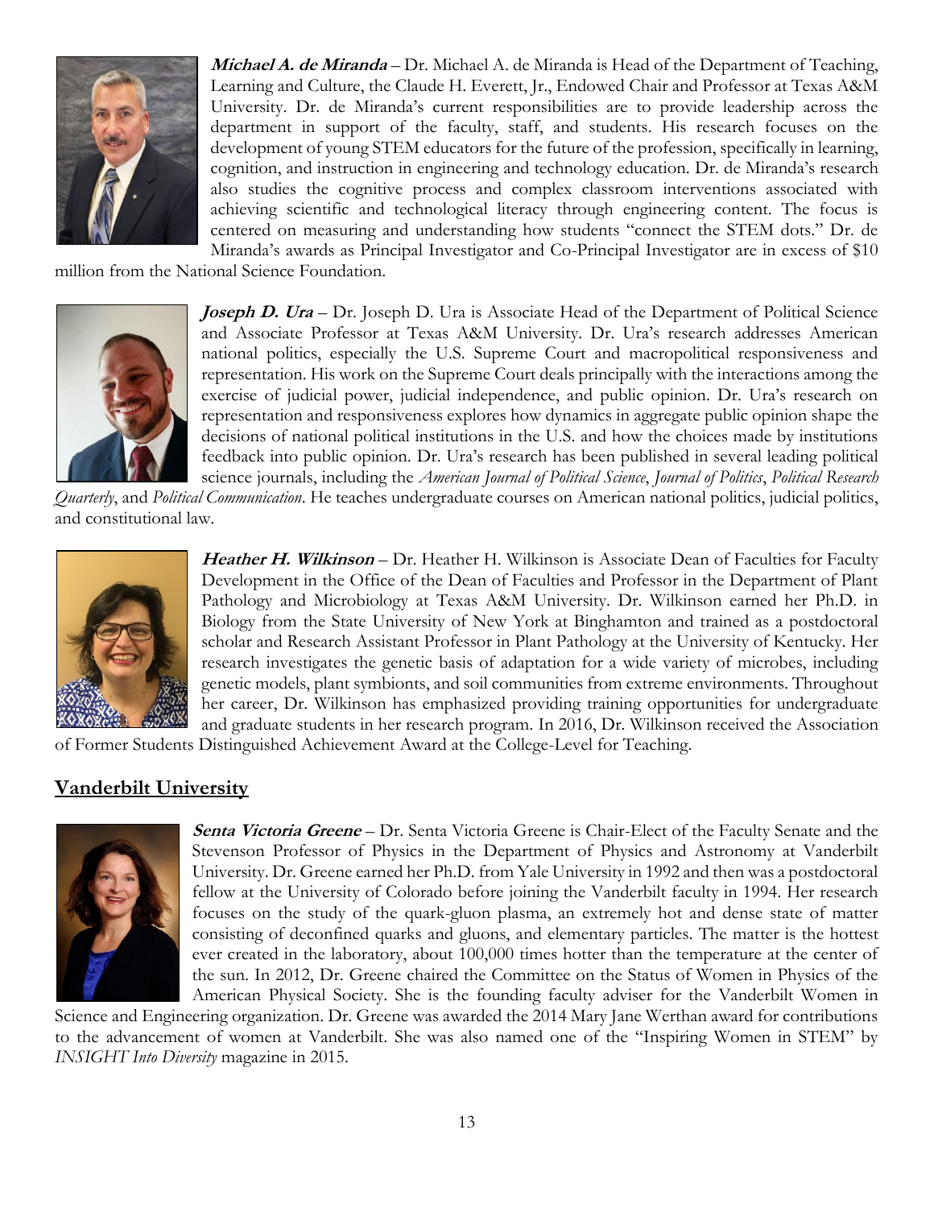***Michael A. de Miranda*** – Dr. Michael A. de Miranda is Head of the Department of Teaching, Learning and Culture, the Claude H. Everett, Jr., Endowed Chair and Professor at Texas A&M University. Dr. de Miranda's current responsibilities are to provide leadership across the department in support of the faculty, staff, and students. His research focuses on the development of young STEM educators for the future of the profession, specifically in learning, cognition, and instruction in engineering and technology education. Dr. de Miranda's research also studies the cognitive process and complex classroom interventions associated with achieving scientific and technological literacy through engineering content. The focus is centered on measuring and understanding how students "connect the STEM dots." Dr. de Miranda's awards as Principal Investigator and Co-Principal Investigator are in excess of $10 million from the National Science Foundation.

***Joseph D. Ura*** – Dr. Joseph D. Ura is Associate Head of the Department of Political Science and Associate Professor at Texas A&M University. Dr. Ura's research addresses American national politics, especially the U.S. Supreme Court and macropolitical responsiveness and representation. His work on the Supreme Court deals principally with the interactions among the exercise of judicial power, judicial independence, and public opinion. Dr. Ura's research on representation and responsiveness explores how dynamics in aggregate public opinion shape the decisions of national political institutions in the U.S. and how the choices made by institutions feedback into public opinion. Dr. Ura's research has been published in several leading political science journals, including the *American Journal of Political Science*, *Journal of Politics*, *Political Research Quarterly*, and *Political Communication*. He teaches undergraduate courses on American national politics, judicial politics, and constitutional law.

***Heather H. Wilkinson*** – Dr. Heather H. Wilkinson is Associate Dean of Faculties for Faculty Development in the Office of the Dean of Faculties and Professor in the Department of Plant Pathology and Microbiology at Texas A&M University. Dr. Wilkinson earned her Ph.D. in Biology from the State University of New York at Binghamton and trained as a postdoctoral scholar and Research Assistant Professor in Plant Pathology at the University of Kentucky. Her research investigates the genetic basis of adaptation for a wide variety of microbes, including genetic models, plant symbionts, and soil communities from extreme environments. Throughout her career, Dr. Wilkinson has emphasized providing training opportunities for undergraduate and graduate students in her research program. In 2016, Dr. Wilkinson received the Association of Former Students Distinguished Achievement Award at the College-Level for Teaching.

## Vanderbilt University

***Senta Victoria Greene*** – Dr. Senta Victoria Greene is Chair-Elect of the Faculty Senate and the Stevenson Professor of Physics in the Department of Physics and Astronomy at Vanderbilt University. Dr. Greene earned her Ph.D. from Yale University in 1992 and then was a postdoctoral fellow at the University of Colorado before joining the Vanderbilt faculty in 1994. Her research focuses on the study of the quark-gluon plasma, an extremely hot and dense state of matter consisting of deconfined quarks and gluons, and elementary particles. The matter is the hottest ever created in the laboratory, about 100,000 times hotter than the temperature at the center of the sun. In 2012, Dr. Greene chaired the Committee on the Status of Women in Physics of the American Physical Society. She is the founding faculty adviser for the Vanderbilt Women in Science and Engineering organization. Dr. Greene was awarded the 2014 Mary Jane Werthan award for contributions to the advancement of women at Vanderbilt. She was also named one of the "Inspiring Women in STEM" by *INSIGHT Into Diversity* magazine in 2015.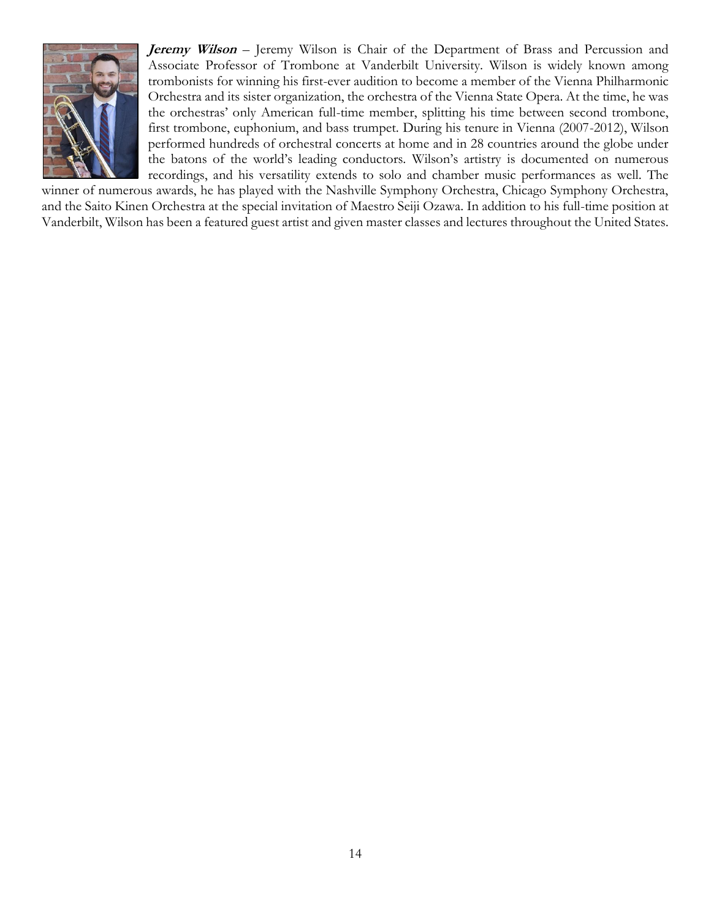***Jeremy Wilson*** – Jeremy Wilson is Chair of the Department of Brass and Percussion and Associate Professor of Trombone at Vanderbilt University. Wilson is widely known among trombonists for winning his first-ever audition to become a member of the Vienna Philharmonic Orchestra and its sister organization, the orchestra of the Vienna State Opera. At the time, he was the orchestras' only American full-time member, splitting his time between second trombone, first trombone, euphonium, and bass trumpet. During his tenure in Vienna (2007-2012), Wilson performed hundreds of orchestral concerts at home and in 28 countries around the globe under the batons of the world's leading conductors. Wilson's artistry is documented on numerous recordings, and his versatility extends to solo and chamber music performances as well. The winner of numerous awards, he has played with the Nashville Symphony Orchestra, Chicago Symphony Orchestra, and the Saito Kinen Orchestra at the special invitation of Maestro Seiji Ozawa. In addition to his full-time position at Vanderbilt, Wilson has been a featured guest artist and given master classes and lectures throughout the United States.